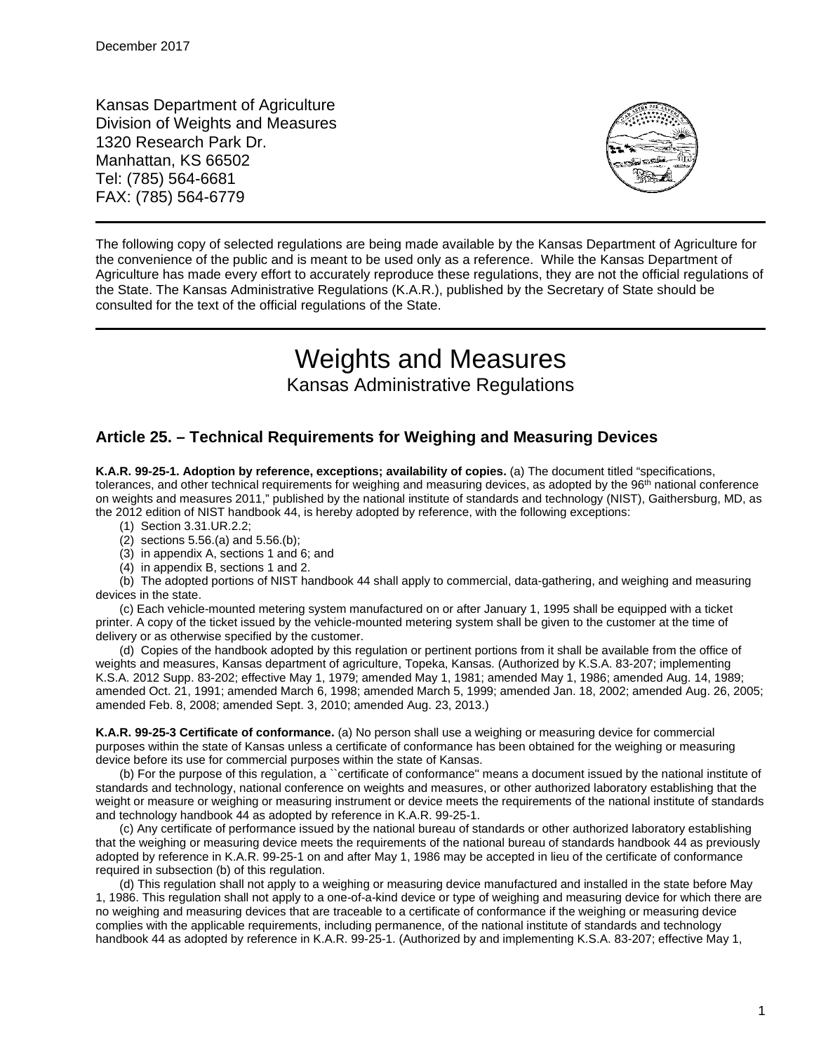December 2017

Kansas Department of Agriculture
Division of Weights and Measures
1320 Research Park Dr.
Manhattan, KS 66502
Tel: (785) 564-6681
FAX: (785) 564-6779

---

The following copy of selected regulations are being made available by the Kansas Department of Agriculture for the convenience of the public and is meant to be used only as a reference. While the Kansas Department of Agriculture has made every effort to accurately reproduce these regulations, they are not the official regulations of the State. The Kansas Administrative Regulations (K.A.R.), published by the Secretary of State should be consulted for the text of the official regulations of the State.

---

# Weights and Measures

Kansas Administrative Regulations

## Article 25. – Technical Requirements for Weighing and Measuring Devices

**K.A.R. 99-25-1. Adoption by reference, exceptions; availability of copies.** (a) The document titled "specifications, tolerances, and other technical requirements for weighing and measuring devices, as adopted by the 96th national conference on weights and measures 2011," published by the national institute of standards and technology (NIST), Gaithersburg, MD, as the 2012 edition of NIST handbook 44, is hereby adopted by reference, with the following exceptions:

(1) Section 3.31.UR.2.2;
(2) sections 5.56.(a) and 5.56.(b);
(3) in appendix A, sections 1 and 6; and
(4) in appendix B, sections 1 and 2.

(b) The adopted portions of NIST handbook 44 shall apply to commercial, data-gathering, and weighing and measuring devices in the state.

(c) Each vehicle-mounted metering system manufactured on or after January 1, 1995 shall be equipped with a ticket printer. A copy of the ticket issued by the vehicle-mounted metering system shall be given to the customer at the time of delivery or as otherwise specified by the customer.

(d) Copies of the handbook adopted by this regulation or pertinent portions from it shall be available from the office of weights and measures, Kansas department of agriculture, Topeka, Kansas. (Authorized by K.S.A. 83-207; implementing K.S.A. 2012 Supp. 83-202; effective May 1, 1979; amended May 1, 1981; amended May 1, 1986; amended Aug. 14, 1989; amended Oct. 21, 1991; amended March 6, 1998; amended March 5, 1999; amended Jan. 18, 2002; amended Aug. 26, 2005; amended Feb. 8, 2008; amended Sept. 3, 2010; amended Aug. 23, 2013.)

**K.A.R. 99-25-3 Certificate of conformance.** (a) No person shall use a weighing or measuring device for commercial purposes within the state of Kansas unless a certificate of conformance has been obtained for the weighing or measuring device before its use for commercial purposes within the state of Kansas.

(b) For the purpose of this regulation, a ``certificate of conformance'' means a document issued by the national institute of standards and technology, national conference on weights and measures, or other authorized laboratory establishing that the weight or measure or weighing or measuring instrument or device meets the requirements of the national institute of standards and technology handbook 44 as adopted by reference in K.A.R. 99-25-1.

(c) Any certificate of performance issued by the national bureau of standards or other authorized laboratory establishing that the weighing or measuring device meets the requirements of the national bureau of standards handbook 44 as previously adopted by reference in K.A.R. 99-25-1 on and after May 1, 1986 may be accepted in lieu of the certificate of conformance required in subsection (b) of this regulation.

(d) This regulation shall not apply to a weighing or measuring device manufactured and installed in the state before May 1, 1986. This regulation shall not apply to a one-of-a-kind device or type of weighing and measuring device for which there are no weighing and measuring devices that are traceable to a certificate of conformance if the weighing or measuring device complies with the applicable requirements, including permanence, of the national institute of standards and technology handbook 44 as adopted by reference in K.A.R. 99-25-1. (Authorized by and implementing K.S.A. 83-207; effective May 1,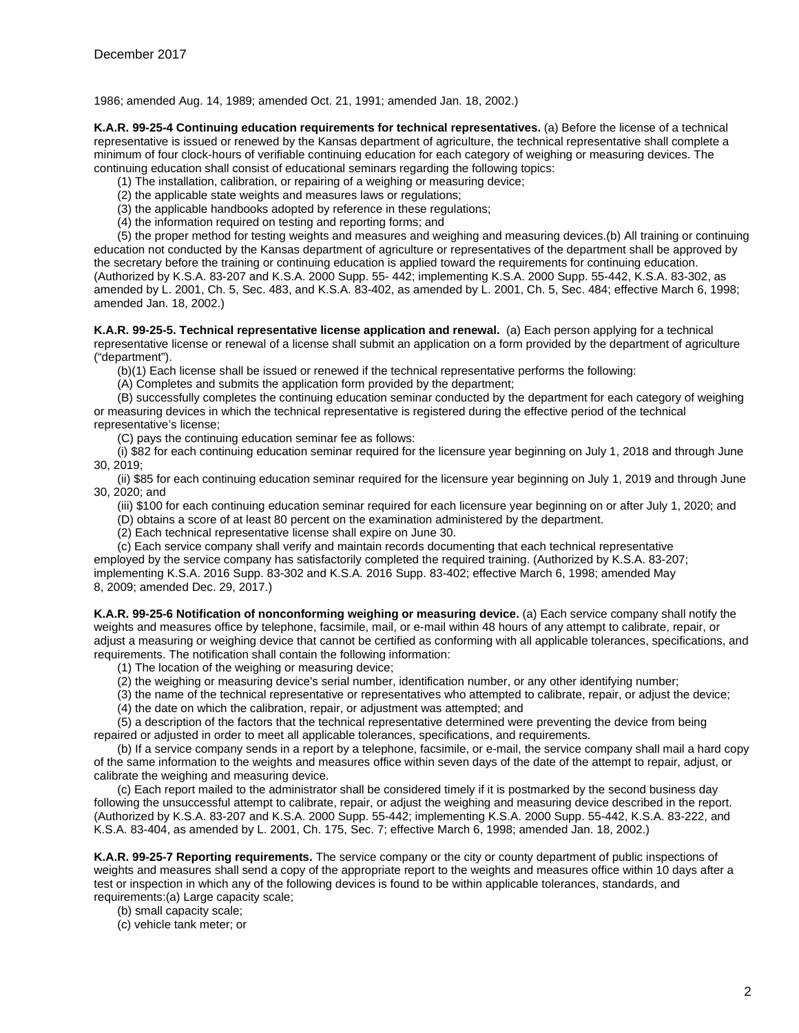1986; amended Aug. 14, 1989; amended Oct. 21, 1991; amended Jan. 18, 2002.)

**K.A.R. 99-25-4 Continuing education requirements for technical representatives.** (a) Before the license of a technical representative is issued or renewed by the Kansas department of agriculture, the technical representative shall complete a minimum of four clock-hours of verifiable continuing education for each category of weighing or measuring devices. The continuing education shall consist of educational seminars regarding the following topics:

(1) The installation, calibration, or repairing of a weighing or measuring device;

(2) the applicable state weights and measures laws or regulations;

(3) the applicable handbooks adopted by reference in these regulations;

(4) the information required on testing and reporting forms; and

(5) the proper method for testing weights and measures and weighing and measuring devices.(b) All training or continuing education not conducted by the Kansas department of agriculture or representatives of the department shall be approved by the secretary before the training or continuing education is applied toward the requirements for continuing education. (Authorized by K.S.A. 83-207 and K.S.A. 2000 Supp. 55- 442; implementing K.S.A. 2000 Supp. 55-442, K.S.A. 83-302, as amended by L. 2001, Ch. 5, Sec. 483, and K.S.A. 83-402, as amended by L. 2001, Ch. 5, Sec. 484; effective March 6, 1998; amended Jan. 18, 2002.)

**K.A.R. 99-25-5. Technical representative license application and renewal.** (a) Each person applying for a technical representative license or renewal of a license shall submit an application on a form provided by the department of agriculture ("department").

(b)(1) Each license shall be issued or renewed if the technical representative performs the following:

(A) Completes and submits the application form provided by the department;

(B) successfully completes the continuing education seminar conducted by the department for each category of weighing or measuring devices in which the technical representative is registered during the effective period of the technical representative's license;

(C) pays the continuing education seminar fee as follows:

(i) $82 for each continuing education seminar required for the licensure year beginning on July 1, 2018 and through June 30, 2019;

(ii) $85 for each continuing education seminar required for the licensure year beginning on July 1, 2019 and through June 30, 2020; and

(iii) $100 for each continuing education seminar required for each licensure year beginning on or after July 1, 2020; and

(D) obtains a score of at least 80 percent on the examination administered by the department.

(2) Each technical representative license shall expire on June 30.

(c) Each service company shall verify and maintain records documenting that each technical representative employed by the service company has satisfactorily completed the required training. (Authorized by K.S.A. 83-207; implementing K.S.A. 2016 Supp. 83-302 and K.S.A. 2016 Supp. 83-402; effective March 6, 1998; amended May 8, 2009; amended Dec. 29, 2017.)

**K.A.R. 99-25-6 Notification of nonconforming weighing or measuring device.** (a) Each service company shall notify the weights and measures office by telephone, facsimile, mail, or e-mail within 48 hours of any attempt to calibrate, repair, or adjust a measuring or weighing device that cannot be certified as conforming with all applicable tolerances, specifications, and requirements. The notification shall contain the following information:

(1) The location of the weighing or measuring device;

(2) the weighing or measuring device's serial number, identification number, or any other identifying number;

(3) the name of the technical representative or representatives who attempted to calibrate, repair, or adjust the device;

(4) the date on which the calibration, repair, or adjustment was attempted; and

(5) a description of the factors that the technical representative determined were preventing the device from being repaired or adjusted in order to meet all applicable tolerances, specifications, and requirements.

(b) If a service company sends in a report by a telephone, facsimile, or e-mail, the service company shall mail a hard copy of the same information to the weights and measures office within seven days of the date of the attempt to repair, adjust, or calibrate the weighing and measuring device.

(c) Each report mailed to the administrator shall be considered timely if it is postmarked by the second business day following the unsuccessful attempt to calibrate, repair, or adjust the weighing and measuring device described in the report. (Authorized by K.S.A. 83-207 and K.S.A. 2000 Supp. 55-442; implementing K.S.A. 2000 Supp. 55-442, K.S.A. 83-222, and K.S.A. 83-404, as amended by L. 2001, Ch. 175, Sec. 7; effective March 6, 1998; amended Jan. 18, 2002.)

**K.A.R. 99-25-7 Reporting requirements.** The service company or the city or county department of public inspections of weights and measures shall send a copy of the appropriate report to the weights and measures office within 10 days after a test or inspection in which any of the following devices is found to be within applicable tolerances, standards, and requirements:(a) Large capacity scale;

(b) small capacity scale;

(c) vehicle tank meter; or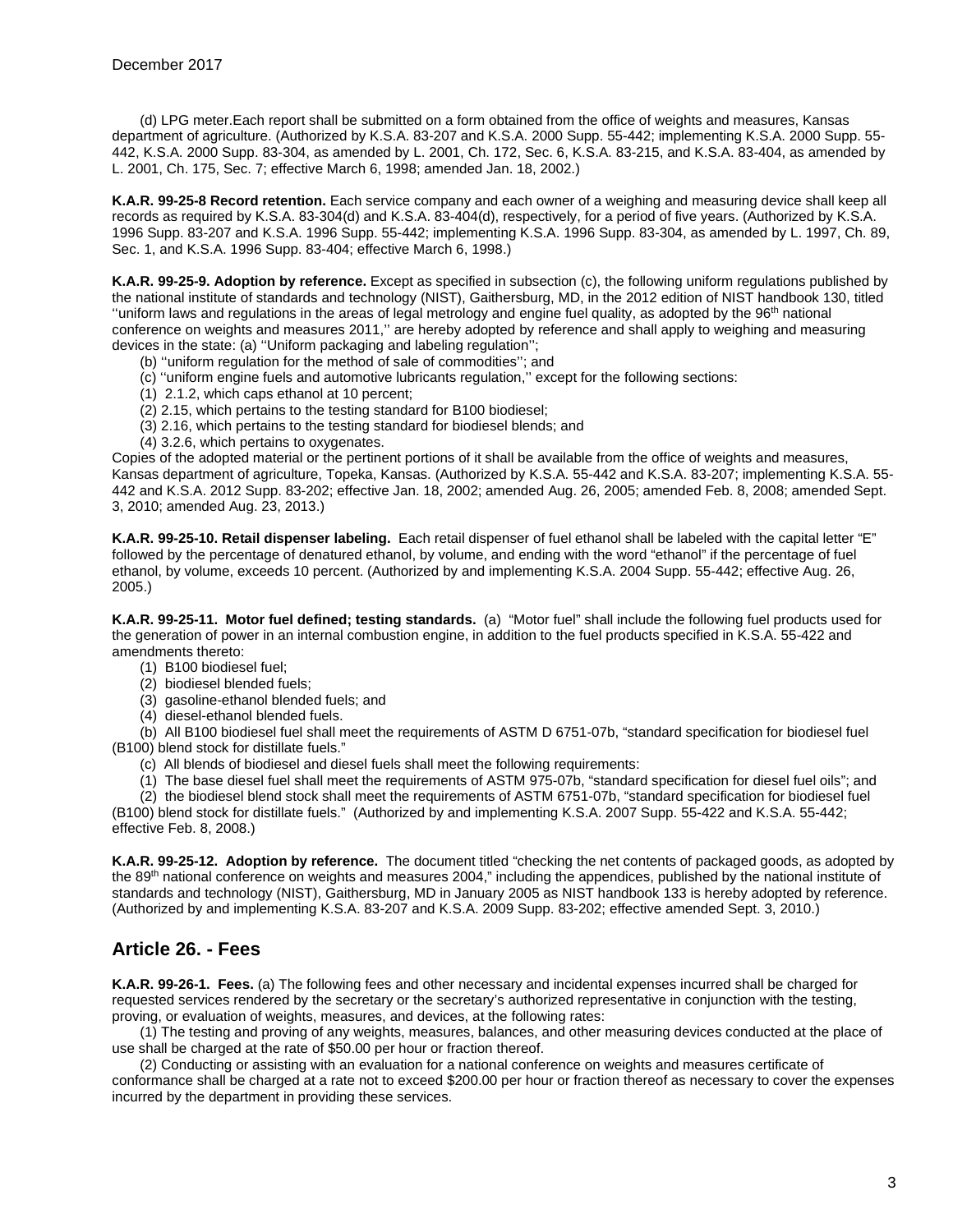(d) LPG meter.Each report shall be submitted on a form obtained from the office of weights and measures, Kansas department of agriculture. (Authorized by K.S.A. 83-207 and K.S.A. 2000 Supp. 55-442; implementing K.S.A. 2000 Supp. 55-442, K.S.A. 2000 Supp. 83-304, as amended by L. 2001, Ch. 172, Sec. 6, K.S.A. 83-215, and K.S.A. 83-404, as amended by L. 2001, Ch. 175, Sec. 7; effective March 6, 1998; amended Jan. 18, 2002.)

**K.A.R. 99-25-8 Record retention.** Each service company and each owner of a weighing and measuring device shall keep all records as required by K.S.A. 83-304(d) and K.S.A. 83-404(d), respectively, for a period of five years. (Authorized by K.S.A. 1996 Supp. 83-207 and K.S.A. 1996 Supp. 55-442; implementing K.S.A. 1996 Supp. 83-304, as amended by L. 1997, Ch. 89, Sec. 1, and K.S.A. 1996 Supp. 83-404; effective March 6, 1998.)

**K.A.R. 99-25-9. Adoption by reference.** Except as specified in subsection (c), the following uniform regulations published by the national institute of standards and technology (NIST), Gaithersburg, MD, in the 2012 edition of NIST handbook 130, titled ''uniform laws and regulations in the areas of legal metrology and engine fuel quality, as adopted by the 96th national conference on weights and measures 2011,'' are hereby adopted by reference and shall apply to weighing and measuring devices in the state: (a) ''Uniform packaging and labeling regulation'';

(b) ''uniform regulation for the method of sale of commodities''; and

(c) ''uniform engine fuels and automotive lubricants regulation,'' except for the following sections:

(1) 2.1.2, which caps ethanol at 10 percent;

(2) 2.15, which pertains to the testing standard for B100 biodiesel;

(3) 2.16, which pertains to the testing standard for biodiesel blends; and

(4) 3.2.6, which pertains to oxygenates.

Copies of the adopted material or the pertinent portions of it shall be available from the office of weights and measures, Kansas department of agriculture, Topeka, Kansas. (Authorized by K.S.A. 55-442 and K.S.A. 83-207; implementing K.S.A. 55-442 and K.S.A. 2012 Supp. 83-202; effective Jan. 18, 2002; amended Aug. 26, 2005; amended Feb. 8, 2008; amended Sept. 3, 2010; amended Aug. 23, 2013.)

**K.A.R. 99-25-10. Retail dispenser labeling.** Each retail dispenser of fuel ethanol shall be labeled with the capital letter "E" followed by the percentage of denatured ethanol, by volume, and ending with the word "ethanol" if the percentage of fuel ethanol, by volume, exceeds 10 percent. (Authorized by and implementing K.S.A. 2004 Supp. 55-442; effective Aug. 26, 2005.)

**K.A.R. 99-25-11. Motor fuel defined; testing standards.** (a) "Motor fuel" shall include the following fuel products used for the generation of power in an internal combustion engine, in addition to the fuel products specified in K.S.A. 55-422 and amendments thereto:

(1) B100 biodiesel fuel;

(2) biodiesel blended fuels;

(3) gasoline-ethanol blended fuels; and

(4) diesel-ethanol blended fuels.

(b) All B100 biodiesel fuel shall meet the requirements of ASTM D 6751-07b, "standard specification for biodiesel fuel (B100) blend stock for distillate fuels."

(c) All blends of biodiesel and diesel fuels shall meet the following requirements:

(1) The base diesel fuel shall meet the requirements of ASTM 975-07b, "standard specification for diesel fuel oils"; and

(2) the biodiesel blend stock shall meet the requirements of ASTM 6751-07b, "standard specification for biodiesel fuel (B100) blend stock for distillate fuels." (Authorized by and implementing K.S.A. 2007 Supp. 55-422 and K.S.A. 55-442; effective Feb. 8, 2008.)

**K.A.R. 99-25-12. Adoption by reference.** The document titled "checking the net contents of packaged goods, as adopted by the 89th national conference on weights and measures 2004," including the appendices, published by the national institute of standards and technology (NIST), Gaithersburg, MD in January 2005 as NIST handbook 133 is hereby adopted by reference. (Authorized by and implementing K.S.A. 83-207 and K.S.A. 2009 Supp. 83-202; effective amended Sept. 3, 2010.)

## Article 26. - Fees

**K.A.R. 99-26-1. Fees.** (a) The following fees and other necessary and incidental expenses incurred shall be charged for requested services rendered by the secretary or the secretary's authorized representative in conjunction with the testing, proving, or evaluation of weights, measures, and devices, at the following rates:

(1) The testing and proving of any weights, measures, balances, and other measuring devices conducted at the place of use shall be charged at the rate of $50.00 per hour or fraction thereof.

(2) Conducting or assisting with an evaluation for a national conference on weights and measures certificate of conformance shall be charged at a rate not to exceed $200.00 per hour or fraction thereof as necessary to cover the expenses incurred by the department in providing these services.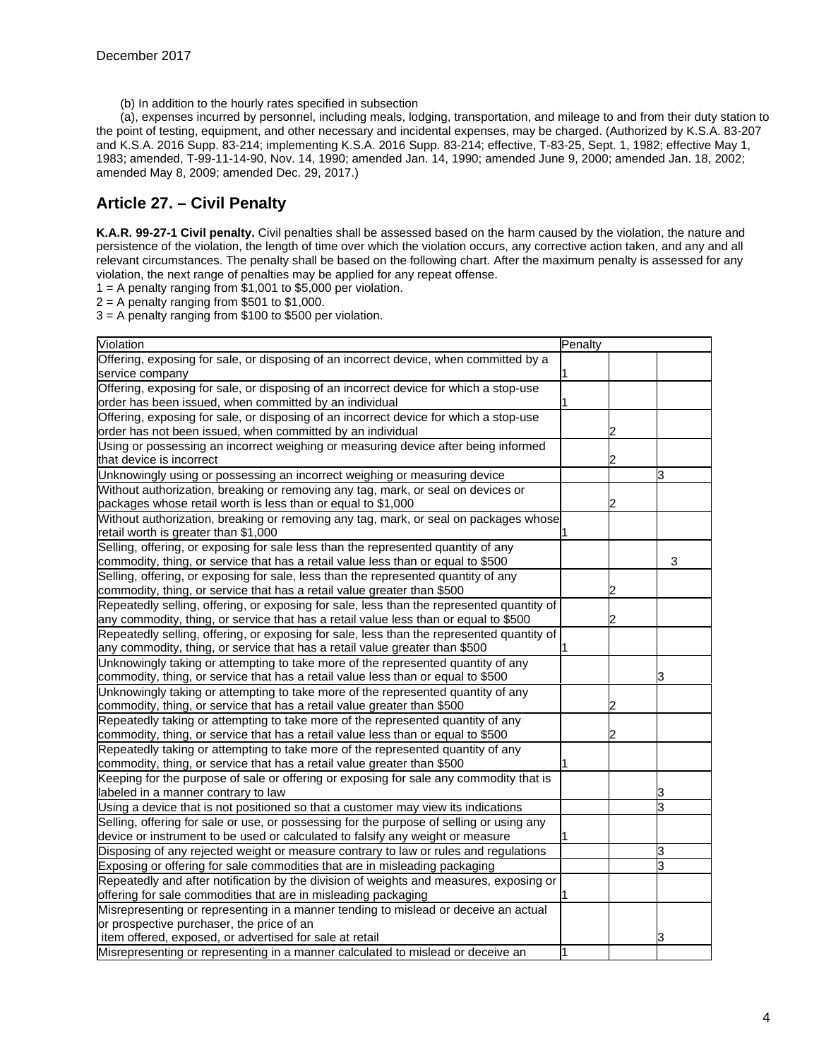(b) In addition to the hourly rates specified in subsection

(a), expenses incurred by personnel, including meals, lodging, transportation, and mileage to and from their duty station to the point of testing, equipment, and other necessary and incidental expenses, may be charged. (Authorized by K.S.A. 83-207 and K.S.A. 2016 Supp. 83-214; implementing K.S.A. 2016 Supp. 83-214; effective, T-83-25, Sept. 1, 1982; effective May 1, 1983; amended, T-99-11-14-90, Nov. 14, 1990; amended Jan. 14, 1990; amended June 9, 2000; amended Jan. 18, 2002; amended May 8, 2009; amended Dec. 29, 2017.)

## Article 27. – Civil Penalty

**K.A.R. 99-27-1 Civil penalty.** Civil penalties shall be assessed based on the harm caused by the violation, the nature and persistence of the violation, the length of time over which the violation occurs, any corrective action taken, and any and all relevant circumstances. The penalty shall be based on the following chart. After the maximum penalty is assessed for any violation, the next range of penalties may be applied for any repeat offense.

1 = A penalty ranging from $1,001 to $5,000 per violation.

2 = A penalty ranging from $501 to $1,000.

3 = A penalty ranging from $100 to $500 per violation.

| Violation | Penalty | | |
|---|---|---|---|
| Offering, exposing for sale, or disposing of an incorrect device, when committed by a service company | 1 | | |
| Offering, exposing for sale, or disposing of an incorrect device for which a stop-use order has been issued, when committed by an individual | 1 | | |
| Offering, exposing for sale, or disposing of an incorrect device for which a stop-use order has not been issued, when committed by an individual | | 2 | |
| Using or possessing an incorrect weighing or measuring device after being informed that device is incorrect | | 2 | |
| Unknowingly using or possessing an incorrect weighing or measuring device | | | 3 |
| Without authorization, breaking or removing any tag, mark, or seal on devices or packages whose retail worth is less than or equal to $1,000 | | 2 | |
| Without authorization, breaking or removing any tag, mark, or seal on packages whose retail worth is greater than $1,000 | 1 | | |
| Selling, offering, or exposing for sale less than the represented quantity of any commodity, thing, or service that has a retail value less than or equal to $500 | | | 3 |
| Selling, offering, or exposing for sale, less than the represented quantity of any commodity, thing, or service that has a retail value greater than $500 | | 2 | |
| Repeatedly selling, offering, or exposing for sale, less than the represented quantity of any commodity, thing, or service that has a retail value less than or equal to $500 | | 2 | |
| Repeatedly selling, offering, or exposing for sale, less than the represented quantity of any commodity, thing, or service that has a retail value greater than $500 | 1 | | |
| Unknowingly taking or attempting to take more of the represented quantity of any commodity, thing, or service that has a retail value less than or equal to $500 | | | 3 |
| Unknowingly taking or attempting to take more of the represented quantity of any commodity, thing, or service that has a retail value greater than $500 | | 2 | |
| Repeatedly taking or attempting to take more of the represented quantity of any commodity, thing, or service that has a retail value less than or equal to $500 | | 2 | |
| Repeatedly taking or attempting to take more of the represented quantity of any commodity, thing, or service that has a retail value greater than $500 | 1 | | |
| Keeping for the purpose of sale or offering or exposing for sale any commodity that is labeled in a manner contrary to law | | | 3 |
| Using a device that is not positioned so that a customer may view its indications | | | 3 |
| Selling, offering for sale or use, or possessing for the purpose of selling or using any device or instrument to be used or calculated to falsify any weight or measure | 1 | | |
| Disposing of any rejected weight or measure contrary to law or rules and regulations | | | 3 |
| Exposing or offering for sale commodities that are in misleading packaging | | | 3 |
| Repeatedly and after notification by the division of weights and measures, exposing or offering for sale commodities that are in misleading packaging | 1 | | |
| Misrepresenting or representing in a manner tending to mislead or deceive an actual or prospective purchaser, the price of an item offered, exposed, or advertised for sale at retail | | | 3 |
| Misrepresenting or representing in a manner calculated to mislead or deceive an | 1 | | |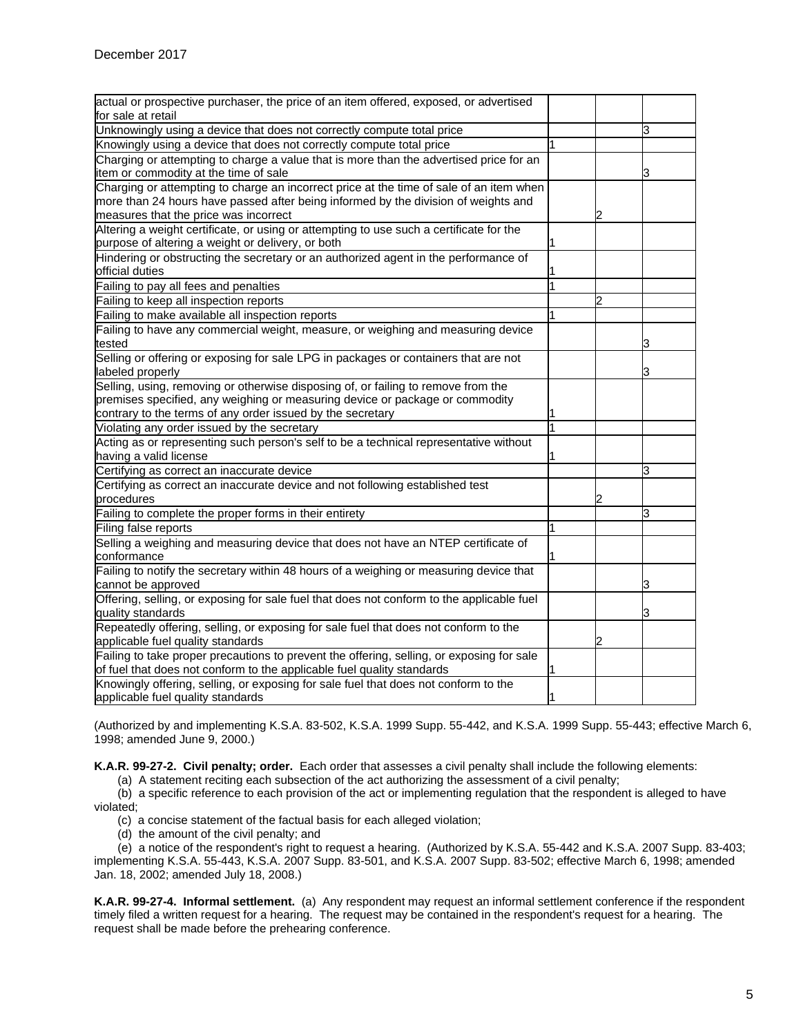| | | | |
|---|---|---|---|
| actual or prospective purchaser, the price of an item offered, exposed, or advertised for sale at retail | | | |
| Unknowingly using a device that does not correctly compute total price | | | 3 |
| Knowingly using a device that does not correctly compute total price | 1 | | |
| Charging or attempting to charge a value that is more than the advertised price for an item or commodity at the time of sale | | | 3 |
| Charging or attempting to charge an incorrect price at the time of sale of an item when more than 24 hours have passed after being informed by the division of weights and measures that the price was incorrect | | 2 | |
| Altering a weight certificate, or using or attempting to use such a certificate for the purpose of altering a weight or delivery, or both | 1 | | |
| Hindering or obstructing the secretary or an authorized agent in the performance of official duties | 1 | | |
| Failing to pay all fees and penalties | 1 | | |
| Failing to keep all inspection reports | | 2 | |
| Failing to make available all inspection reports | 1 | | |
| Failing to have any commercial weight, measure, or weighing and measuring device tested | | | 3 |
| Selling or offering or exposing for sale LPG in packages or containers that are not labeled properly | | | 3 |
| Selling, using, removing or otherwise disposing of, or failing to remove from the premises specified, any weighing or measuring device or package or commodity contrary to the terms of any order issued by the secretary | 1 | | |
| Violating any order issued by the secretary | 1 | | |
| Acting as or representing such person's self to be a technical representative without having a valid license | 1 | | |
| Certifying as correct an inaccurate device | | | 3 |
| Certifying as correct an inaccurate device and not following established test procedures | | 2 | |
| Failing to complete the proper forms in their entirety | | | 3 |
| Filing false reports | 1 | | |
| Selling a weighing and measuring device that does not have an NTEP certificate of conformance | 1 | | |
| Failing to notify the secretary within 48 hours of a weighing or measuring device that cannot be approved | | | 3 |
| Offering, selling, or exposing for sale fuel that does not conform to the applicable fuel quality standards | | | 3 |
| Repeatedly offering, selling, or exposing for sale fuel that does not conform to the applicable fuel quality standards | | 2 | |
| Failing to take proper precautions to prevent the offering, selling, or exposing for sale of fuel that does not conform to the applicable fuel quality standards | 1 | | |
| Knowingly offering, selling, or exposing for sale fuel that does not conform to the applicable fuel quality standards | 1 | | |

(Authorized by and implementing K.S.A. 83-502, K.S.A. 1999 Supp. 55-442, and K.S.A. 1999 Supp. 55-443; effective March 6, 1998; amended June 9, 2000.)

**K.A.R. 99-27-2. Civil penalty; order.** Each order that assesses a civil penalty shall include the following elements:

(a) A statement reciting each subsection of the act authorizing the assessment of a civil penalty;

(b) a specific reference to each provision of the act or implementing regulation that the respondent is alleged to have violated;

(c) a concise statement of the factual basis for each alleged violation;

(d) the amount of the civil penalty; and

(e) a notice of the respondent's right to request a hearing. (Authorized by K.S.A. 55-442 and K.S.A. 2007 Supp. 83-403; implementing K.S.A. 55-443, K.S.A. 2007 Supp. 83-501, and K.S.A. 2007 Supp. 83-502; effective March 6, 1998; amended Jan. 18, 2002; amended July 18, 2008.)

**K.A.R. 99-27-4. Informal settlement.** (a) Any respondent may request an informal settlement conference if the respondent timely filed a written request for a hearing. The request may be contained in the respondent's request for a hearing. The request shall be made before the prehearing conference.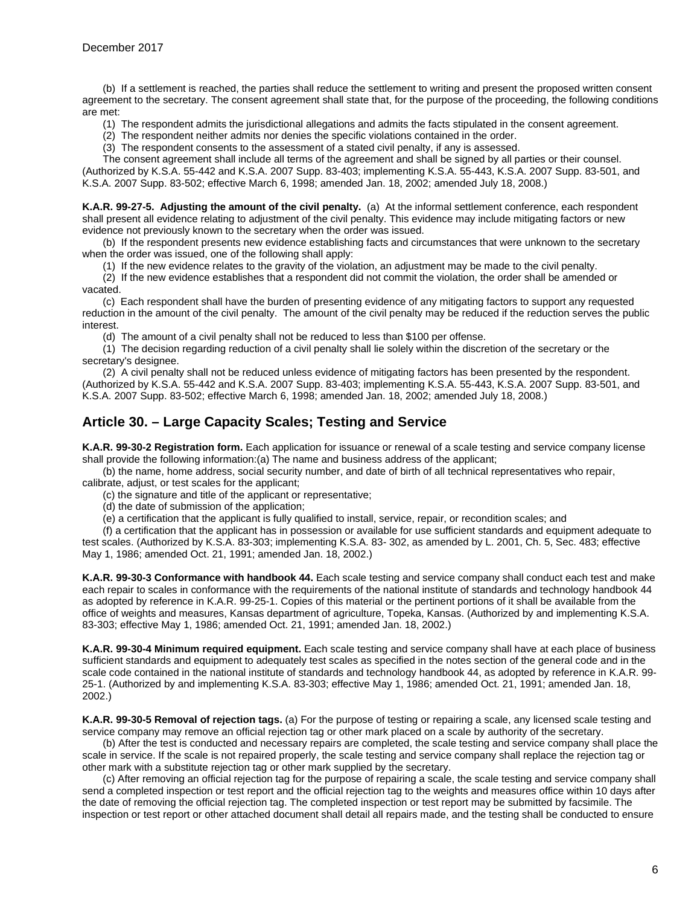(b) If a settlement is reached, the parties shall reduce the settlement to writing and present the proposed written consent agreement to the secretary. The consent agreement shall state that, for the purpose of the proceeding, the following conditions are met:

(1) The respondent admits the jurisdictional allegations and admits the facts stipulated in the consent agreement.

(2) The respondent neither admits nor denies the specific violations contained in the order.

(3) The respondent consents to the assessment of a stated civil penalty, if any is assessed.

The consent agreement shall include all terms of the agreement and shall be signed by all parties or their counsel. (Authorized by K.S.A. 55-442 and K.S.A. 2007 Supp. 83-403; implementing K.S.A. 55-443, K.S.A. 2007 Supp. 83-501, and K.S.A. 2007 Supp. 83-502; effective March 6, 1998; amended Jan. 18, 2002; amended July 18, 2008.)

**K.A.R. 99-27-5. Adjusting the amount of the civil penalty.** (a) At the informal settlement conference, each respondent shall present all evidence relating to adjustment of the civil penalty. This evidence may include mitigating factors or new evidence not previously known to the secretary when the order was issued.

(b) If the respondent presents new evidence establishing facts and circumstances that were unknown to the secretary when the order was issued, one of the following shall apply:

(1) If the new evidence relates to the gravity of the violation, an adjustment may be made to the civil penalty.

(2) If the new evidence establishes that a respondent did not commit the violation, the order shall be amended or vacated.

(c) Each respondent shall have the burden of presenting evidence of any mitigating factors to support any requested reduction in the amount of the civil penalty. The amount of the civil penalty may be reduced if the reduction serves the public interest.

(d) The amount of a civil penalty shall not be reduced to less than $100 per offense.

(1) The decision regarding reduction of a civil penalty shall lie solely within the discretion of the secretary or the secretary's designee.

(2) A civil penalty shall not be reduced unless evidence of mitigating factors has been presented by the respondent. (Authorized by K.S.A. 55-442 and K.S.A. 2007 Supp. 83-403; implementing K.S.A. 55-443, K.S.A. 2007 Supp. 83-501, and K.S.A. 2007 Supp. 83-502; effective March 6, 1998; amended Jan. 18, 2002; amended July 18, 2008.)

## Article 30. – Large Capacity Scales; Testing and Service

**K.A.R. 99-30-2 Registration form.** Each application for issuance or renewal of a scale testing and service company license shall provide the following information:(a) The name and business address of the applicant;

(b) the name, home address, social security number, and date of birth of all technical representatives who repair, calibrate, adjust, or test scales for the applicant;

(c) the signature and title of the applicant or representative;

(d) the date of submission of the application;

(e) a certification that the applicant is fully qualified to install, service, repair, or recondition scales; and

(f) a certification that the applicant has in possession or available for use sufficient standards and equipment adequate to test scales. (Authorized by K.S.A. 83-303; implementing K.S.A. 83- 302, as amended by L. 2001, Ch. 5, Sec. 483; effective May 1, 1986; amended Oct. 21, 1991; amended Jan. 18, 2002.)

**K.A.R. 99-30-3 Conformance with handbook 44.** Each scale testing and service company shall conduct each test and make each repair to scales in conformance with the requirements of the national institute of standards and technology handbook 44 as adopted by reference in K.A.R. 99-25-1. Copies of this material or the pertinent portions of it shall be available from the office of weights and measures, Kansas department of agriculture, Topeka, Kansas. (Authorized by and implementing K.S.A. 83-303; effective May 1, 1986; amended Oct. 21, 1991; amended Jan. 18, 2002.)

**K.A.R. 99-30-4 Minimum required equipment.** Each scale testing and service company shall have at each place of business sufficient standards and equipment to adequately test scales as specified in the notes section of the general code and in the scale code contained in the national institute of standards and technology handbook 44, as adopted by reference in K.A.R. 99-25-1. (Authorized by and implementing K.S.A. 83-303; effective May 1, 1986; amended Oct. 21, 1991; amended Jan. 18, 2002.)

**K.A.R. 99-30-5 Removal of rejection tags.** (a) For the purpose of testing or repairing a scale, any licensed scale testing and service company may remove an official rejection tag or other mark placed on a scale by authority of the secretary.

(b) After the test is conducted and necessary repairs are completed, the scale testing and service company shall place the scale in service. If the scale is not repaired properly, the scale testing and service company shall replace the rejection tag or other mark with a substitute rejection tag or other mark supplied by the secretary.

(c) After removing an official rejection tag for the purpose of repairing a scale, the scale testing and service company shall send a completed inspection or test report and the official rejection tag to the weights and measures office within 10 days after the date of removing the official rejection tag. The completed inspection or test report may be submitted by facsimile. The inspection or test report or other attached document shall detail all repairs made, and the testing shall be conducted to ensure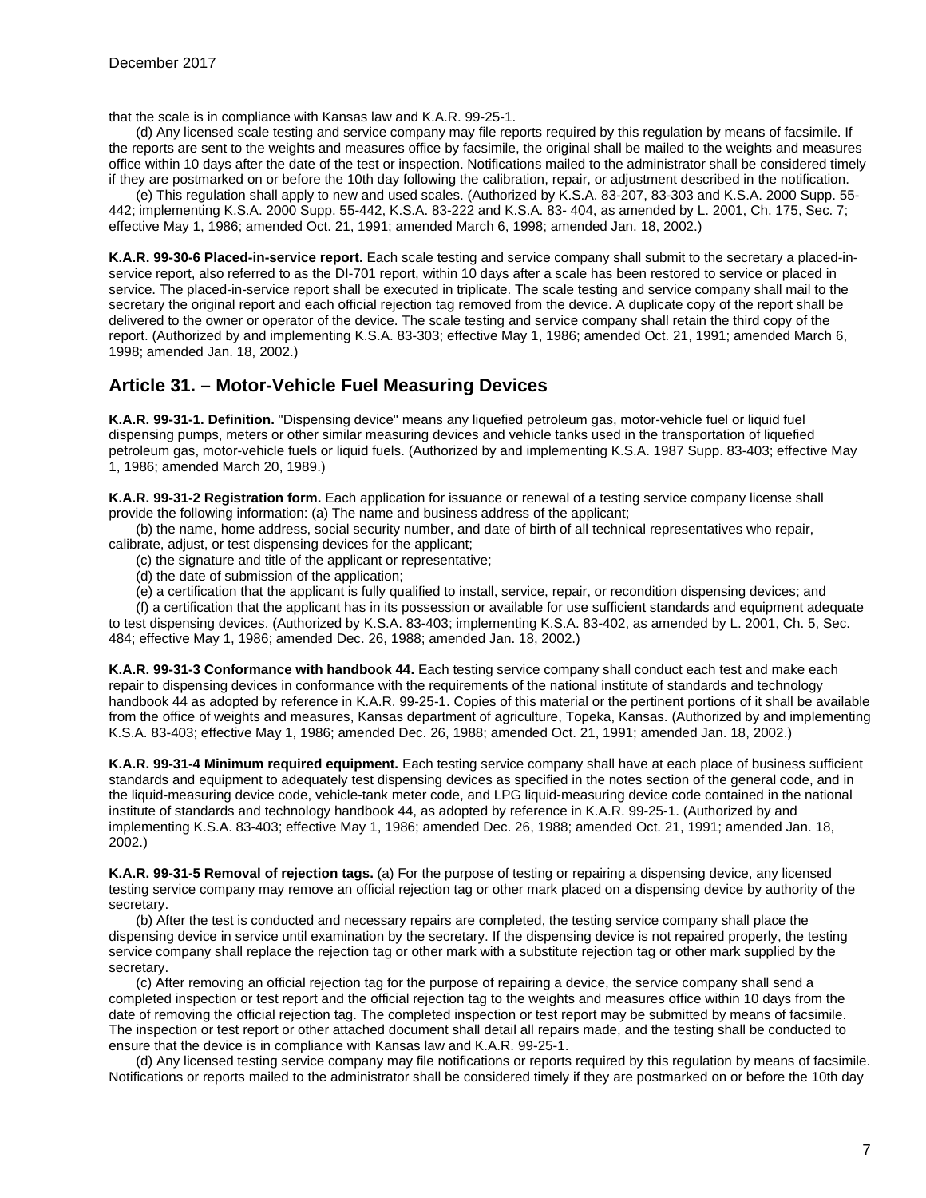that the scale is in compliance with Kansas law and K.A.R. 99-25-1.

(d) Any licensed scale testing and service company may file reports required by this regulation by means of facsimile. If the reports are sent to the weights and measures office by facsimile, the original shall be mailed to the weights and measures office within 10 days after the date of the test or inspection. Notifications mailed to the administrator shall be considered timely if they are postmarked on or before the 10th day following the calibration, repair, or adjustment described in the notification.

(e) This regulation shall apply to new and used scales. (Authorized by K.S.A. 83-207, 83-303 and K.S.A. 2000 Supp. 55-442; implementing K.S.A. 2000 Supp. 55-442, K.S.A. 83-222 and K.S.A. 83- 404, as amended by L. 2001, Ch. 175, Sec. 7; effective May 1, 1986; amended Oct. 21, 1991; amended March 6, 1998; amended Jan. 18, 2002.)

**K.A.R. 99-30-6 Placed-in-service report.** Each scale testing and service company shall submit to the secretary a placed-in-service report, also referred to as the DI-701 report, within 10 days after a scale has been restored to service or placed in service. The placed-in-service report shall be executed in triplicate. The scale testing and service company shall mail to the secretary the original report and each official rejection tag removed from the device. A duplicate copy of the report shall be delivered to the owner or operator of the device. The scale testing and service company shall retain the third copy of the report. (Authorized by and implementing K.S.A. 83-303; effective May 1, 1986; amended Oct. 21, 1991; amended March 6, 1998; amended Jan. 18, 2002.)

## Article 31. – Motor-Vehicle Fuel Measuring Devices

**K.A.R. 99-31-1. Definition.** "Dispensing device" means any liquefied petroleum gas, motor-vehicle fuel or liquid fuel dispensing pumps, meters or other similar measuring devices and vehicle tanks used in the transportation of liquefied petroleum gas, motor-vehicle fuels or liquid fuels. (Authorized by and implementing K.S.A. 1987 Supp. 83-403; effective May 1, 1986; amended March 20, 1989.)

**K.A.R. 99-31-2 Registration form.** Each application for issuance or renewal of a testing service company license shall provide the following information: (a) The name and business address of the applicant;

(b) the name, home address, social security number, and date of birth of all technical representatives who repair, calibrate, adjust, or test dispensing devices for the applicant;

(c) the signature and title of the applicant or representative;

(d) the date of submission of the application;

(e) a certification that the applicant is fully qualified to install, service, repair, or recondition dispensing devices; and

(f) a certification that the applicant has in its possession or available for use sufficient standards and equipment adequate to test dispensing devices. (Authorized by K.S.A. 83-403; implementing K.S.A. 83-402, as amended by L. 2001, Ch. 5, Sec. 484; effective May 1, 1986; amended Dec. 26, 1988; amended Jan. 18, 2002.)

**K.A.R. 99-31-3 Conformance with handbook 44.** Each testing service company shall conduct each test and make each repair to dispensing devices in conformance with the requirements of the national institute of standards and technology handbook 44 as adopted by reference in K.A.R. 99-25-1. Copies of this material or the pertinent portions of it shall be available from the office of weights and measures, Kansas department of agriculture, Topeka, Kansas. (Authorized by and implementing K.S.A. 83-403; effective May 1, 1986; amended Dec. 26, 1988; amended Oct. 21, 1991; amended Jan. 18, 2002.)

**K.A.R. 99-31-4 Minimum required equipment.** Each testing service company shall have at each place of business sufficient standards and equipment to adequately test dispensing devices as specified in the notes section of the general code, and in the liquid-measuring device code, vehicle-tank meter code, and LPG liquid-measuring device code contained in the national institute of standards and technology handbook 44, as adopted by reference in K.A.R. 99-25-1. (Authorized by and implementing K.S.A. 83-403; effective May 1, 1986; amended Dec. 26, 1988; amended Oct. 21, 1991; amended Jan. 18, 2002.)

**K.A.R. 99-31-5 Removal of rejection tags.** (a) For the purpose of testing or repairing a dispensing device, any licensed testing service company may remove an official rejection tag or other mark placed on a dispensing device by authority of the secretary.

(b) After the test is conducted and necessary repairs are completed, the testing service company shall place the dispensing device in service until examination by the secretary. If the dispensing device is not repaired properly, the testing service company shall replace the rejection tag or other mark with a substitute rejection tag or other mark supplied by the secretary.

(c) After removing an official rejection tag for the purpose of repairing a device, the service company shall send a completed inspection or test report and the official rejection tag to the weights and measures office within 10 days from the date of removing the official rejection tag. The completed inspection or test report may be submitted by means of facsimile. The inspection or test report or other attached document shall detail all repairs made, and the testing shall be conducted to ensure that the device is in compliance with Kansas law and K.A.R. 99-25-1.

(d) Any licensed testing service company may file notifications or reports required by this regulation by means of facsimile. Notifications or reports mailed to the administrator shall be considered timely if they are postmarked on or before the 10th day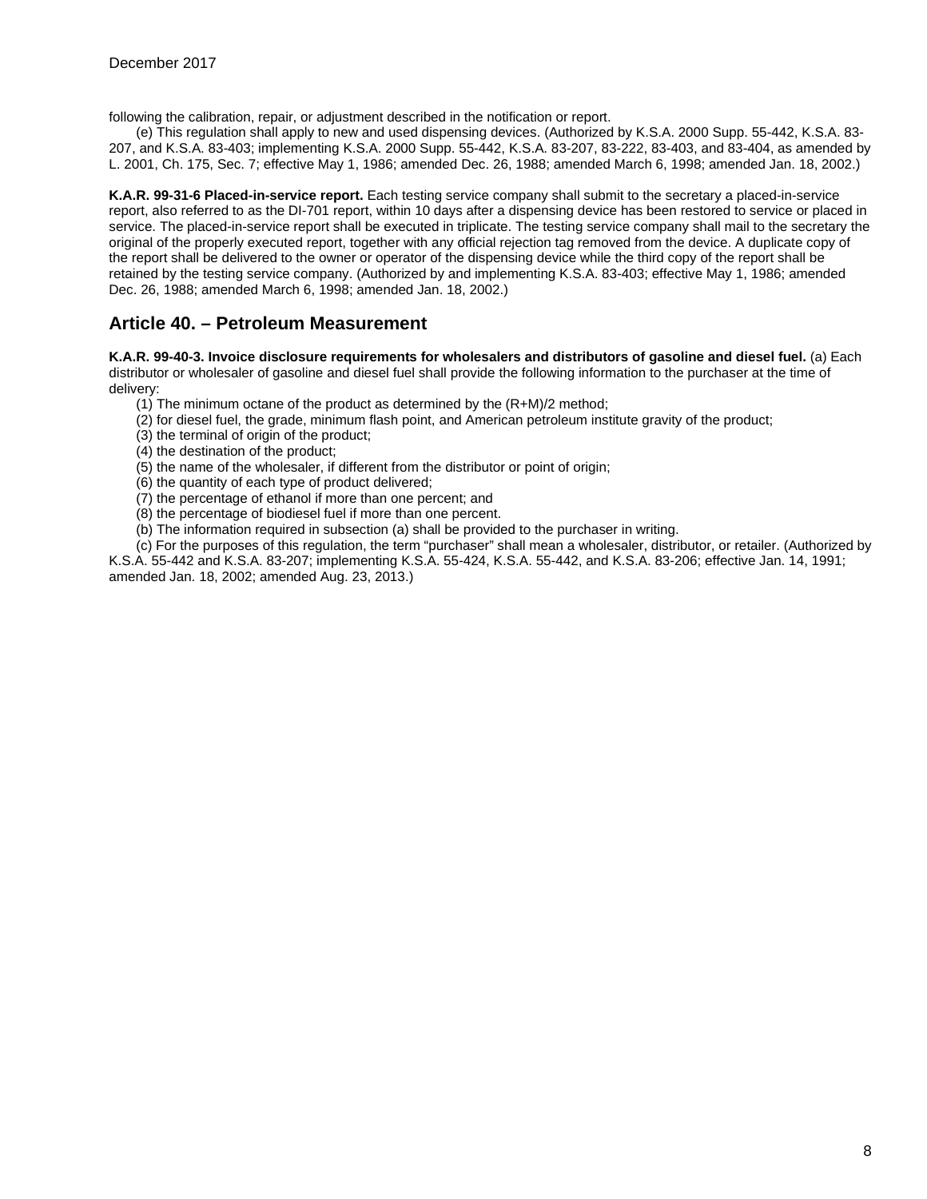following the calibration, repair, or adjustment described in the notification or report.

(e) This regulation shall apply to new and used dispensing devices. (Authorized by K.S.A. 2000 Supp. 55-442, K.S.A. 83-207, and K.S.A. 83-403; implementing K.S.A. 2000 Supp. 55-442, K.S.A. 83-207, 83-222, 83-403, and 83-404, as amended by L. 2001, Ch. 175, Sec. 7; effective May 1, 1986; amended Dec. 26, 1988; amended March 6, 1998; amended Jan. 18, 2002.)

**K.A.R. 99-31-6 Placed-in-service report.** Each testing service company shall submit to the secretary a placed-in-service report, also referred to as the DI-701 report, within 10 days after a dispensing device has been restored to service or placed in service. The placed-in-service report shall be executed in triplicate. The testing service company shall mail to the secretary the original of the properly executed report, together with any official rejection tag removed from the device. A duplicate copy of the report shall be delivered to the owner or operator of the dispensing device while the third copy of the report shall be retained by the testing service company. (Authorized by and implementing K.S.A. 83-403; effective May 1, 1986; amended Dec. 26, 1988; amended March 6, 1998; amended Jan. 18, 2002.)

## Article 40. – Petroleum Measurement

**K.A.R. 99-40-3. Invoice disclosure requirements for wholesalers and distributors of gasoline and diesel fuel.** (a) Each distributor or wholesaler of gasoline and diesel fuel shall provide the following information to the purchaser at the time of delivery:

(1) The minimum octane of the product as determined by the (R+M)/2 method;

(2) for diesel fuel, the grade, minimum flash point, and American petroleum institute gravity of the product;

(3) the terminal of origin of the product;

(4) the destination of the product;

(5) the name of the wholesaler, if different from the distributor or point of origin;

(6) the quantity of each type of product delivered;

(7) the percentage of ethanol if more than one percent; and

(8) the percentage of biodiesel fuel if more than one percent.

(b) The information required in subsection (a) shall be provided to the purchaser in writing.

(c) For the purposes of this regulation, the term "purchaser" shall mean a wholesaler, distributor, or retailer. (Authorized by K.S.A. 55-442 and K.S.A. 83-207; implementing K.S.A. 55-424, K.S.A. 55-442, and K.S.A. 83-206; effective Jan. 14, 1991; amended Jan. 18, 2002; amended Aug. 23, 2013.)